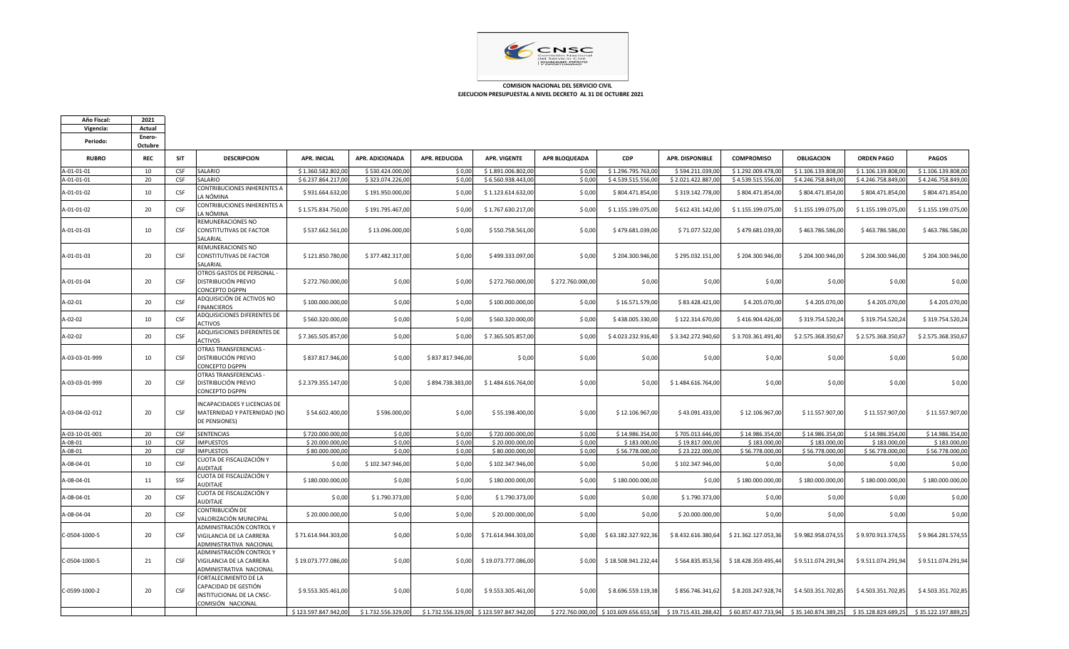**COMISION NACIONAL DEL SERVICIO CIVIL**
**EJECUCION PRESUPUESTAL A NIVEL DECRETO AL 31 DE OCTUBRE 2021**

| | |
|---|---|
| **Año Fiscal:** | 2021 |
| **Vigencia:** | Actual |
| **Período:** | Enero-Octubre |

| RUBRO | REC | SIT | DESCRIPCION | APR. INICIAL | APR. ADICIONADA | APR. REDUCIDA | APR. VIGENTE | APR BLOQUEADA | CDP | APR. DISPONIBLE | COMPROMISO | OBLIGACION | ORDEN PAGO | PAGOS |
|---|---|---|---|---|---|---|---|---|---|---|---|---|---|---|
| A-01-01-01 | 10 | CSF | SALARIO | $ 1.360.582.802,00 | $ 530.424.000,00 | $ 0,00 | $ 1.891.006.802,00 | $ 0,00 | $ 1.296.795.763,00 | $ 594.211.039,00 | $ 1.292.009.478,00 | $ 1.106.139.808,00 | $ 1.106.139.808,00 | $ 1.106.139.808,00 |
| A-01-01-01 | 20 | CSF | SALARIO | $ 6.237.864.217,00 | $ 323.074.226,00 | $ 0,00 | $ 6.560.938.443,00 | $ 0,00 | $ 4.539.515.556,00 | $ 2.021.422.887,00 | $ 4.539.515.556,00 | $ 4.246.758.849,00 | $ 4.246.758.849,00 | $ 4.246.758.849,00 |
| A-01-01-02 | 10 | CSF | CONTRIBUCIONES INHERENTES A LA NÓMINA | $ 931.664.632,00 | $ 191.950.000,00 | $ 0,00 | $ 1.123.614.632,00 | $ 0,00 | $ 804.471.854,00 | $ 319.142.778,00 | $ 804.471.854,00 | $ 804.471.854,00 | $ 804.471.854,00 | $ 804.471.854,00 |
| A-01-01-02 | 20 | CSF | CONTRIBUCIONES INHERENTES A LA NÓMINA | $ 1.575.834.750,00 | $ 191.795.467,00 | $ 0,00 | $ 1.767.630.217,00 | $ 0,00 | $ 1.155.199.075,00 | $ 612.431.142,00 | $ 1.155.199.075,00 | $ 1.155.199.075,00 | $ 1.155.199.075,00 | $ 1.155.199.075,00 |
| A-01-01-03 | 10 | CSF | REMUNERACIONES NO CONSTITUTIVAS DE FACTOR SALARIAL | $ 537.662.561,00 | $ 13.096.000,00 | $ 0,00 | $ 550.758.561,00 | $ 0,00 | $ 479.681.039,00 | $ 71.077.522,00 | $ 479.681.039,00 | $ 463.786.586,00 | $ 463.786.586,00 | $ 463.786.586,00 |
| A-01-01-03 | 20 | CSF | REMUNERACIONES NO CONSTITUTIVAS DE FACTOR SALARIAL | $ 121.850.780,00 | $ 377.482.317,00 | $ 0,00 | $ 499.333.097,00 | $ 0,00 | $ 204.300.946,00 | $ 295.032.151,00 | $ 204.300.946,00 | $ 204.300.946,00 | $ 204.300.946,00 | $ 204.300.946,00 |
| A-01-01-04 | 20 | CSF | OTROS GASTOS DE PERSONAL - DISTRIBUCIÓN PREVIO CONCEPTO DGPPN | $ 272.760.000,00 | $ 0,00 | $ 0,00 | $ 272.760.000,00 | $ 272.760.000,00 | $ 0,00 | $ 0,00 | $ 0,00 | $ 0,00 | $ 0,00 | $ 0,00 |
| A-02-01 | 20 | CSF | ADQUISICIÓN DE ACTIVOS NO FINANCIEROS | $ 100.000.000,00 | $ 0,00 | $ 0,00 | $ 100.000.000,00 | $ 0,00 | $ 16.571.579,00 | $ 83.428.421,00 | $ 4.205.070,00 | $ 4.205.070,00 | $ 4.205.070,00 | $ 4.205.070,00 |
| A-02-02 | 10 | CSF | ADQUISICIONES DIFERENTES DE ACTIVOS | $ 560.320.000,00 | $ 0,00 | $ 0,00 | $ 560.320.000,00 | $ 0,00 | $ 438.005.330,00 | $ 122.314.670,00 | $ 416.904.426,00 | $ 319.754.520,24 | $ 319.754.520,24 | $ 319.754.520,24 |
| A-02-02 | 20 | CSF | ADQUISICIONES DIFERENTES DE ACTIVOS | $ 7.365.505.857,00 | $ 0,00 | $ 0,00 | $ 7.365.505.857,00 | $ 0,00 | $ 4.023.232.916,40 | $ 3.342.272.940,60 | $ 3.703.361.491,40 | $ 2.575.368.350,67 | $ 2.575.368.350,67 | $ 2.575.368.350,67 |
| A-03-03-01-999 | 10 | CSF | OTRAS TRANSFERENCIAS - DISTRIBUCIÓN PREVIO CONCEPTO DGPPN | $ 837.817.946,00 | $ 0,00 | $ 837.817.946,00 | $ 0,00 | $ 0,00 | $ 0,00 | $ 0,00 | $ 0,00 | $ 0,00 | $ 0,00 | $ 0,00 |
| A-03-03-01-999 | 20 | CSF | OTRAS TRANSFERENCIAS - DISTRIBUCIÓN PREVIO CONCEPTO DGPPN | $ 2.379.355.147,00 | $ 0,00 | $ 894.738.383,00 | $ 1.484.616.764,00 | $ 0,00 | $ 0,00 | $ 1.484.616.764,00 | $ 0,00 | $ 0,00 | $ 0,00 | $ 0,00 |
| A-03-04-02-012 | 20 | CSF | INCAPACIDADES Y LICENCIAS DE MATERNIDAD Y PATERNIDAD (NO DE PENSIONES) | $ 54.602.400,00 | $ 596.000,00 | $ 0,00 | $ 55.198.400,00 | $ 0,00 | $ 12.106.967,00 | $ 43.091.433,00 | $ 12.106.967,00 | $ 11.557.907,00 | $ 11.557.907,00 | $ 11.557.907,00 |
| A-03-10-01-001 | 20 | CSF | SENTENCIAS | $ 720.000.000,00 | $ 0,00 | $ 0,00 | $ 720.000.000,00 | $ 0,00 | $ 14.986.354,00 | $ 705.013.646,00 | $ 14.986.354,00 | $ 14.986.354,00 | $ 14.986.354,00 | $ 14.986.354,00 |
| A-08-01 | 10 | CSF | IMPUESTOS | $ 20.000.000,00 | $ 0,00 | $ 0,00 | $ 20.000.000,00 | $ 0,00 | $ 183.000,00 | $ 19.817.000,00 | $ 183.000,00 | $ 183.000,00 | $ 183.000,00 | $ 183.000,00 |
| A-08-01 | 20 | CSF | IMPUESTOS | $ 80.000.000,00 | $ 0,00 | $ 0,00 | $ 80.000.000,00 | $ 0,00 | $ 56.778.000,00 | $ 23.222.000,00 | $ 56.778.000,00 | $ 56.778.000,00 | $ 56.778.000,00 | $ 56.778.000,00 |
| A-08-04-01 | 10 | CSF | CUOTA DE FISCALIZACIÓN Y AUDITAJE | $ 0,00 | $ 102.347.946,00 | $ 0,00 | $ 102.347.946,00 | $ 0,00 | $ 0,00 | $ 102.347.946,00 | $ 0,00 | $ 0,00 | $ 0,00 | $ 0,00 |
| A-08-04-01 | 11 | SSF | CUOTA DE FISCALIZACIÓN Y AUDITAJE | $ 180.000.000,00 | $ 0,00 | $ 0,00 | $ 180.000.000,00 | $ 0,00 | $ 180.000.000,00 | $ 0,00 | $ 180.000.000,00 | $ 180.000.000,00 | $ 180.000.000,00 | $ 180.000.000,00 |
| A-08-04-01 | 20 | CSF | CUOTA DE FISCALIZACIÓN Y AUDITAJE | $ 0,00 | $ 1.790.373,00 | $ 0,00 | $ 1.790.373,00 | $ 0,00 | $ 0,00 | $ 1.790.373,00 | $ 0,00 | $ 0,00 | $ 0,00 | $ 0,00 |
| A-08-04-04 | 20 | CSF | CONTRIBUCIÓN DE VALORIZACIÓN MUNICIPAL | $ 20.000.000,00 | $ 0,00 | $ 0,00 | $ 20.000.000,00 | $ 0,00 | $ 0,00 | $ 20.000.000,00 | $ 0,00 | $ 0,00 | $ 0,00 | $ 0,00 |
| C-0504-1000-5 | 20 | CSF | ADMINISTRACIÓN CONTROL Y VIGILANCIA DE LA CARRERA ADMINISTRATIVA NACIONAL | $ 71.614.944.303,00 | $ 0,00 | $ 0,00 | $ 71.614.944.303,00 | $ 0,00 | $ 63.182.327.922,36 | $ 8.432.616.380,64 | $ 21.362.127.053,36 | $ 9.982.958.074,55 | $ 9.970.913.374,55 | $ 9.964.281.574,55 |
| C-0504-1000-5 | 21 | CSF | ADMINISTRACIÓN CONTROL Y VIGILANCIA DE LA CARRERA ADMINISTRATIVA NACIONAL | $ 19.073.777.086,00 | $ 0,00 | $ 0,00 | $ 19.073.777.086,00 | $ 0,00 | $ 18.508.941.232,44 | $ 564.835.853,56 | $ 18.428.359.495,44 | $ 9.511.074.291,94 | $ 9.511.074.291,94 | $ 9.511.074.291,94 |
| C-0599-1000-2 | 20 | CSF | FORTALECIMIENTO DE LA CAPACIDAD DE GESTIÓN INSTITUCIONAL DE LA CNSC-COMISIÓN NACIONAL | $ 9.553.305.461,00 | $ 0,00 | $ 0,00 | $ 9.553.305.461,00 | $ 0,00 | $ 8.696.559.119,38 | $ 856.746.341,62 | $ 8.203.247.928,74 | $ 4.503.351.702,85 | $ 4.503.351.702,85 | $ 4.503.351.702,85 |
| | | | | $ 123.597.847.942,00 | $ 1.732.556.329,00 | $ 1.732.556.329,00 | $ 123.597.847.942,00 | $ 272.760.000,00 | $ 103.609.656.653,58 | $ 19.715.431.288,42 | $ 60.857.437.733,94 | $ 35.140.874.389,25 | $ 35.128.829.689,25 | $ 35.122.197.889,25 |